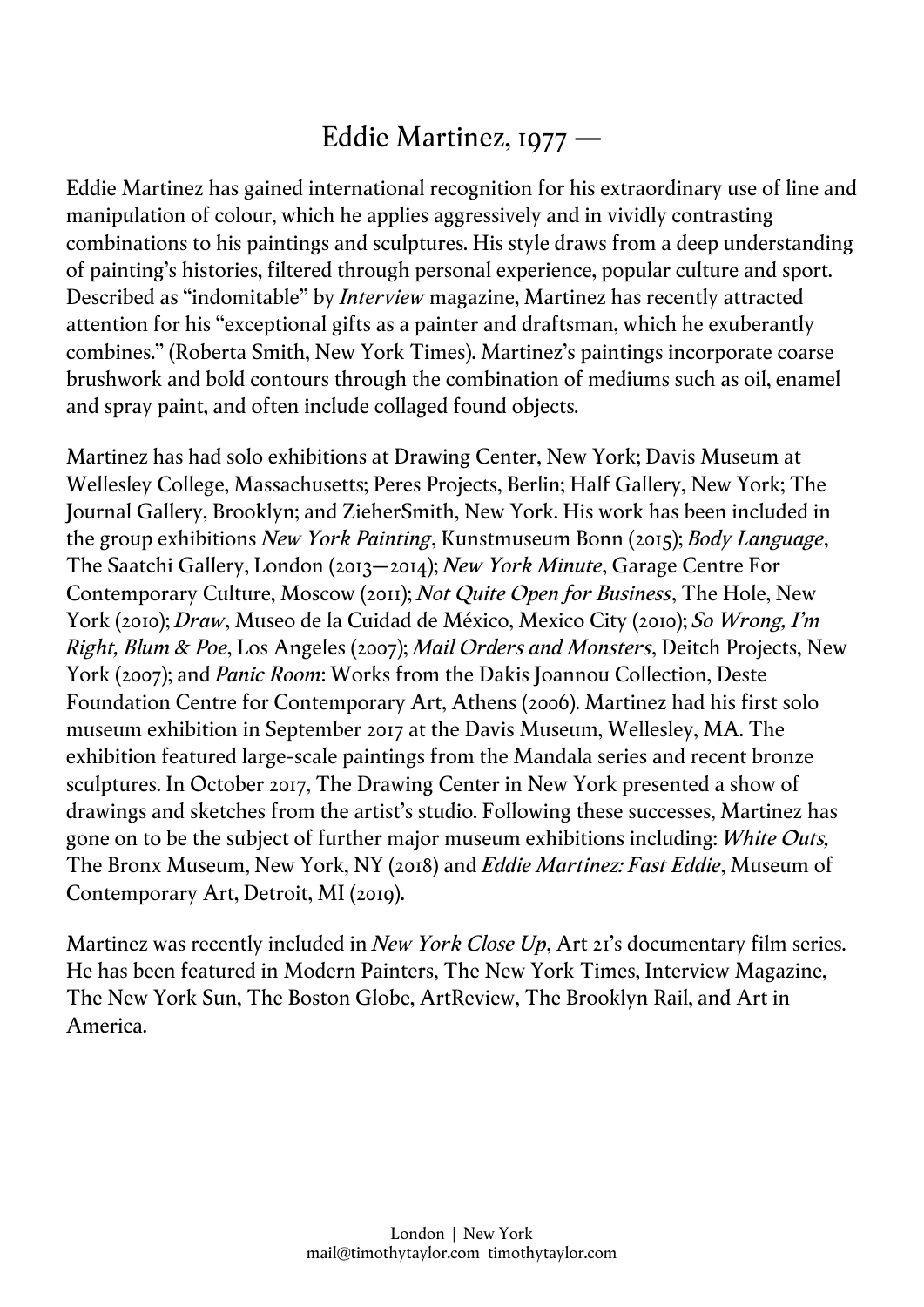# Eddie Martinez, 1977 —

Eddie Martinez has gained international recognition for his extraordinary use of line and manipulation of colour, which he applies aggressively and in vividly contrasting combinations to his paintings and sculptures. His style draws from a deep understanding of painting's histories, filtered through personal experience, popular culture and sport. Described as "indomitable" by *Interview* magazine, Martinez has recently attracted attention for his "exceptional gifts as a painter and draftsman, which he exuberantly combines." (Roberta Smith, New York Times). Martinez's paintings incorporate coarse brushwork and bold contours through the combination of mediums such as oil, enamel and spray paint, and often include collaged found objects.

Martinez has had solo exhibitions at Drawing Center, New York; Davis Museum at Wellesley College, Massachusetts; Peres Projects, Berlin; Half Gallery, New York; The Journal Gallery, Brooklyn; and ZieherSmith, New York. His work has been included in the group exhibitions *New York Painting*, Kunstmuseum Bonn (2015); *Body Language*, The Saatchi Gallery, London (2013—2014); *New York Minute*, Garage Centre For Contemporary Culture, Moscow (2011); *Not Quite Open for Business*, The Hole, New York (2010); *Draw*, Museo de la Cuidad de México, Mexico City (2010); *So Wrong, I'm Right, Blum & Poe*, Los Angeles (2007); *Mail Orders and Monsters*, Deitch Projects, New York (2007); and *Panic Room*: Works from the Dakis Joannou Collection, Deste Foundation Centre for Contemporary Art, Athens (2006). Martinez had his first solo museum exhibition in September 2017 at the Davis Museum, Wellesley, MA. The exhibition featured large-scale paintings from the Mandala series and recent bronze sculptures. In October 2017, The Drawing Center in New York presented a show of drawings and sketches from the artist's studio. Following these successes, Martinez has gone on to be the subject of further major museum exhibitions including: *White Outs,* The Bronx Museum, New York, NY (2018) and *Eddie Martinez: Fast Eddie*, Museum of Contemporary Art, Detroit, MI (2019).

Martinez was recently included in *New York Close Up*, Art 21's documentary film series. He has been featured in Modern Painters, The New York Times, Interview Magazine, The New York Sun, The Boston Globe, ArtReview, The Brooklyn Rail, and Art in America.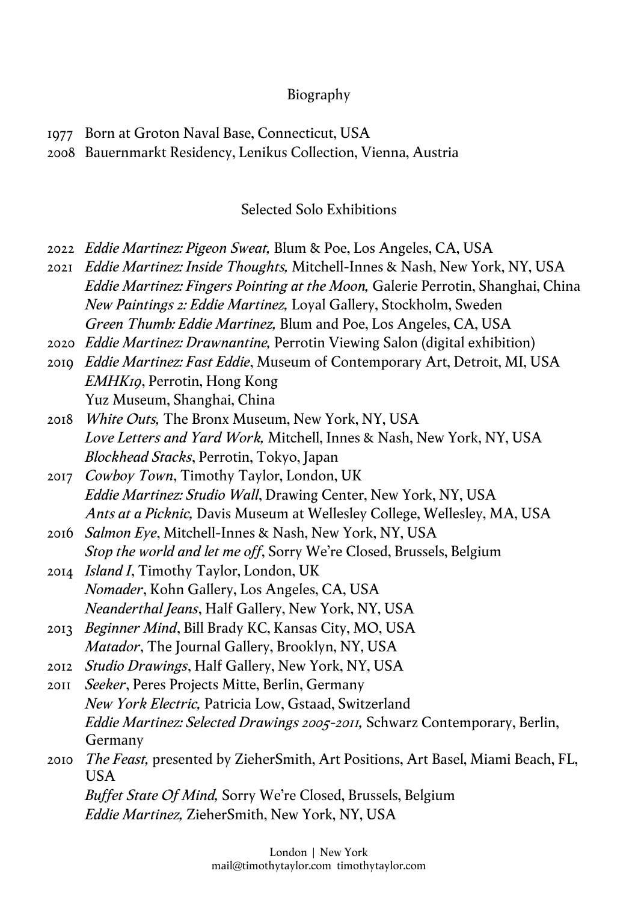## Biography

1977 Born at Groton Naval Base, Connecticut, USA
2008 Bauernmarkt Residency, Lenikus Collection, Vienna, Austria

## Selected Solo Exhibitions

2022 *Eddie Martinez: Pigeon Sweat,* Blum & Poe, Los Angeles, CA, USA
2021 *Eddie Martinez: Inside Thoughts,* Mitchell-Innes & Nash, New York, NY, USA
*Eddie Martinez: Fingers Pointing at the Moon,* Galerie Perrotin, Shanghai, China
*New Paintings 2: Eddie Martinez,* Loyal Gallery, Stockholm, Sweden
*Green Thumb: Eddie Martinez,* Blum and Poe, Los Angeles, CA, USA
2020 *Eddie Martinez: Drawnantine,* Perrotin Viewing Salon (digital exhibition)
2019 *Eddie Martinez: Fast Eddie*, Museum of Contemporary Art, Detroit, MI, USA
*EMHK19*, Perrotin, Hong Kong
Yuz Museum, Shanghai, China
2018 *White Outs,* The Bronx Museum, New York, NY, USA
*Love Letters and Yard Work,* Mitchell, Innes & Nash, New York, NY, USA
*Blockhead Stacks*, Perrotin, Tokyo, Japan
2017 *Cowboy Town*, Timothy Taylor, London, UK
*Eddie Martinez: Studio Wall*, Drawing Center, New York, NY, USA
*Ants at a Picknic,* Davis Museum at Wellesley College, Wellesley, MA, USA
2016 *Salmon Eye*, Mitchell-Innes & Nash, New York, NY, USA
*Stop the world and let me off*, Sorry We're Closed, Brussels, Belgium
2014 *Island I*, Timothy Taylor, London, UK
*Nomader*, Kohn Gallery, Los Angeles, CA, USA
*Neanderthal Jeans*, Half Gallery, New York, NY, USA
2013 *Beginner Mind*, Bill Brady KC, Kansas City, MO, USA
*Matador*, The Journal Gallery, Brooklyn, NY, USA
2012 *Studio Drawings*, Half Gallery, New York, NY, USA
2011 *Seeker*, Peres Projects Mitte, Berlin, Germany
*New York Electric,* Patricia Low, Gstaad, Switzerland
*Eddie Martinez: Selected Drawings 2005-2011,* Schwarz Contemporary, Berlin, Germany
2010 *The Feast,* presented by ZieherSmith, Art Positions, Art Basel, Miami Beach, FL, USA
*Buffet State Of Mind,* Sorry We're Closed, Brussels, Belgium
*Eddie Martinez,* ZieherSmith, New York, NY, USA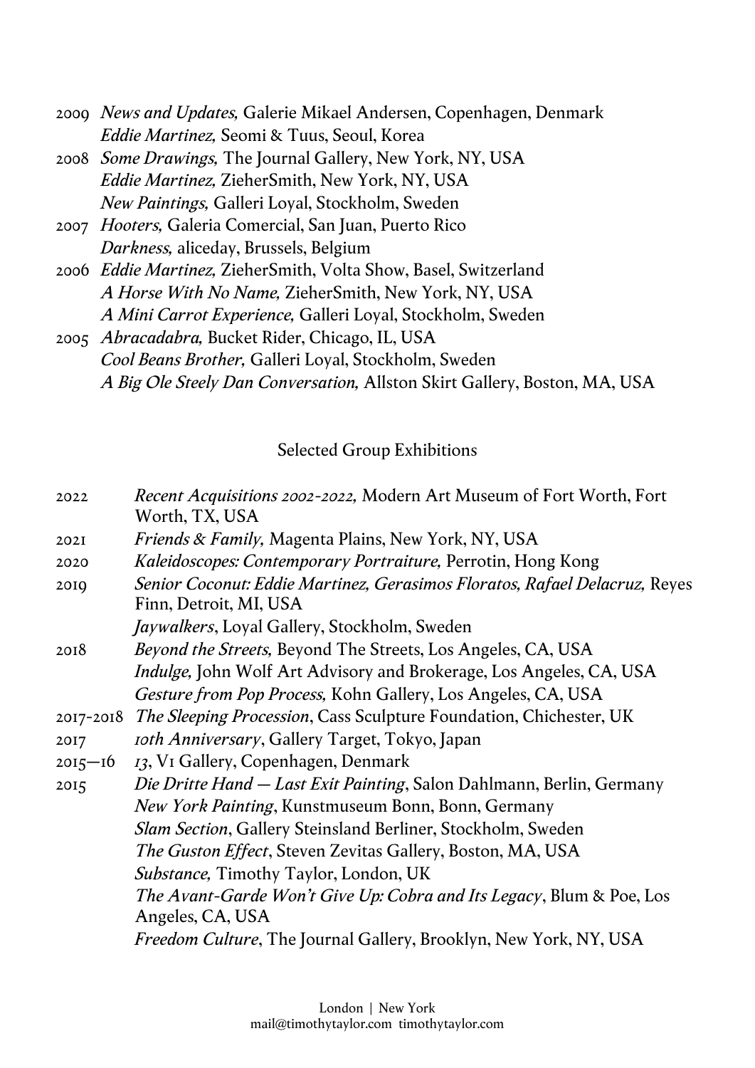2009 *News and Updates,* Galerie Mikael Andersen, Copenhagen, Denmark
*Eddie Martinez,* Seomi & Tuus, Seoul, Korea

2008 *Some Drawings,* The Journal Gallery, New York, NY, USA
*Eddie Martinez,* ZieherSmith, New York, NY, USA
*New Paintings,* Galleri Loyal, Stockholm, Sweden

2007 *Hooters,* Galeria Comercial, San Juan, Puerto Rico
*Darkness,* aliceday, Brussels, Belgium

2006 *Eddie Martinez,* ZieherSmith, Volta Show, Basel, Switzerland
*A Horse With No Name,* ZieherSmith, New York, NY, USA
*A Mini Carrot Experience,* Galleri Loyal, Stockholm, Sweden

2005 *Abracadabra,* Bucket Rider, Chicago, IL, USA
*Cool Beans Brother,* Galleri Loyal, Stockholm, Sweden
*A Big Ole Steely Dan Conversation,* Allston Skirt Gallery, Boston, MA, USA

## Selected Group Exhibitions

2022 *Recent Acquisitions 2002-2022,* Modern Art Museum of Fort Worth, Fort Worth, TX, USA

2021 *Friends & Family,* Magenta Plains, New York, NY, USA

2020 *Kaleidoscopes: Contemporary Portraiture,* Perrotin, Hong Kong

2019 *Senior Coconut: Eddie Martinez, Gerasimos Floratos, Rafael Delacruz,* Reyes Finn, Detroit, MI, USA
*Jaywalkers*, Loyal Gallery, Stockholm, Sweden

2018 *Beyond the Streets,* Beyond The Streets, Los Angeles, CA, USA
*Indulge,* John Wolf Art Advisory and Brokerage, Los Angeles, CA, USA
*Gesture from Pop Process,* Kohn Gallery, Los Angeles, CA, USA

2017-2018 *The Sleeping Procession*, Cass Sculpture Foundation, Chichester, UK

2017 *10th Anniversary*, Gallery Target, Tokyo, Japan

2015—16 *13*, V1 Gallery, Copenhagen, Denmark

2015 *Die Dritte Hand — Last Exit Painting*, Salon Dahlmann, Berlin, Germany
*New York Painting*, Kunstmuseum Bonn, Bonn, Germany
*Slam Section*, Gallery Steinsland Berliner, Stockholm, Sweden
*The Guston Effect*, Steven Zevitas Gallery, Boston, MA, USA
*Substance,* Timothy Taylor, London, UK
*The Avant-Garde Won't Give Up: Cobra and Its Legacy*, Blum & Poe, Los Angeles, CA, USA
*Freedom Culture*, The Journal Gallery, Brooklyn, New York, NY, USA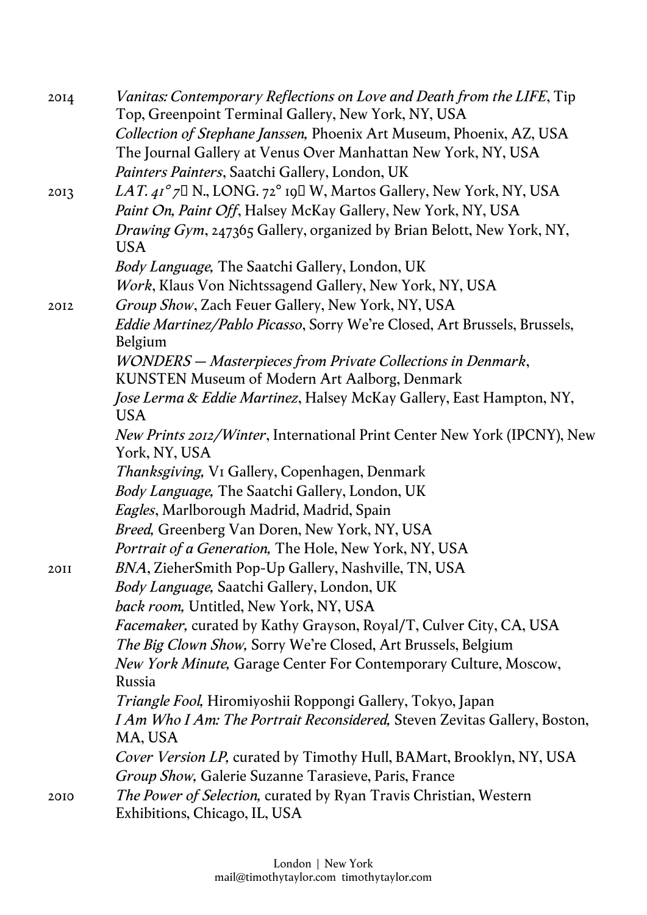2014 *Vanitas: Contemporary Reflections on Love and Death from the LIFE*, Tip Top, Greenpoint Terminal Gallery, New York, NY, USA
*Collection of Stephane Janssen,* Phoenix Art Museum, Phoenix, AZ, USA
The Journal Gallery at Venus Over Manhattan New York, NY, USA
*Painters Painters*, Saatchi Gallery, London, UK

2013 *LAT. 41° 7′ N., LONG. 72° 19′ W*, Martos Gallery, New York, NY, USA
*Paint On, Paint Off*, Halsey McKay Gallery, New York, NY, USA
*Drawing Gym*, 247365 Gallery, organized by Brian Belott, New York, NY, USA
*Body Language,* The Saatchi Gallery, London, UK
*Work*, Klaus Von Nichtssagend Gallery, New York, NY, USA

2012 *Group Show*, Zach Feuer Gallery, New York, NY, USA
*Eddie Martinez/Pablo Picasso*, Sorry We're Closed, Art Brussels, Brussels, Belgium
*WONDERS — Masterpieces from Private Collections in Denmark*, KUNSTEN Museum of Modern Art Aalborg, Denmark
*Jose Lerma & Eddie Martinez*, Halsey McKay Gallery, East Hampton, NY, USA
*New Prints 2012/Winter*, International Print Center New York (IPCNY), New York, NY, USA
*Thanksgiving,* V1 Gallery, Copenhagen, Denmark
*Body Language,* The Saatchi Gallery, London, UK
*Eagles*, Marlborough Madrid, Madrid, Spain
*Breed,* Greenberg Van Doren, New York, NY, USA
*Portrait of a Generation,* The Hole, New York, NY, USA

2011 *BNA*, ZieherSmith Pop-Up Gallery, Nashville, TN, USA
*Body Language,* Saatchi Gallery, London, UK
*back room,* Untitled, New York, NY, USA
*Facemaker,* curated by Kathy Grayson, Royal/T, Culver City, CA, USA
*The Big Clown Show,* Sorry We're Closed, Art Brussels, Belgium
*New York Minute,* Garage Center For Contemporary Culture, Moscow, Russia
*Triangle Fool,* Hiromiyoshii Roppongi Gallery, Tokyo, Japan
*I Am Who I Am: The Portrait Reconsidered,* Steven Zevitas Gallery, Boston, MA, USA
*Cover Version LP,* curated by Timothy Hull, BAMart, Brooklyn, NY, USA
*Group Show,* Galerie Suzanne Tarasieve, Paris, France

2010 *The Power of Selection,* curated by Ryan Travis Christian, Western Exhibitions, Chicago, IL, USA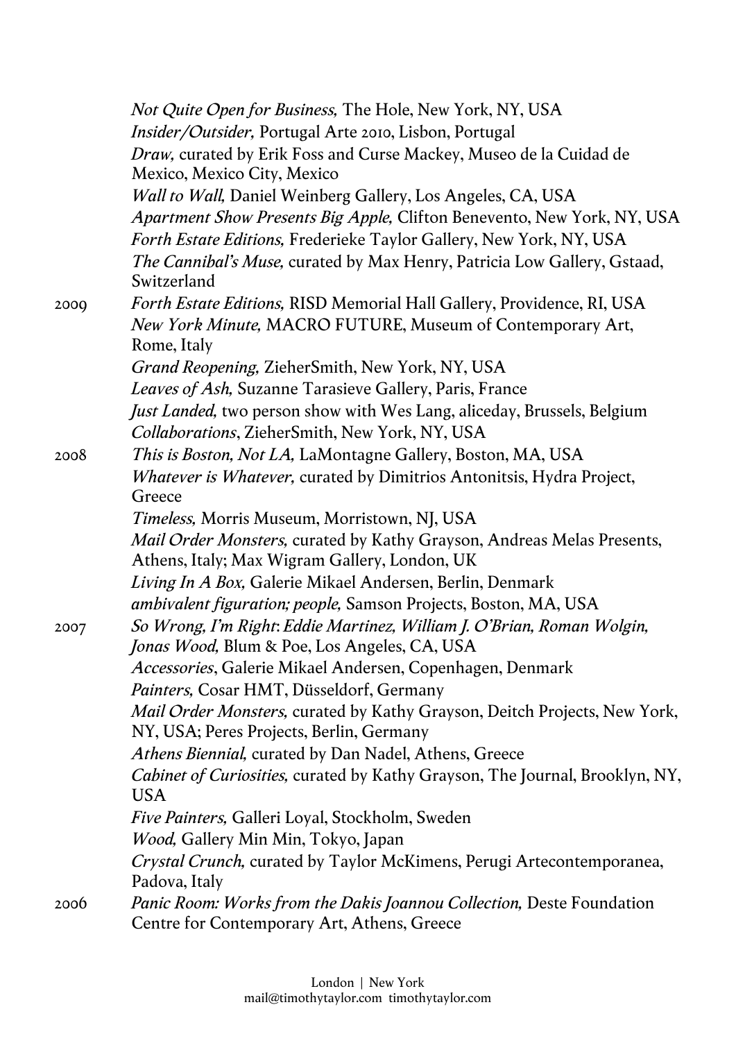*Not Quite Open for Business,* The Hole, New York, NY, USA
*Insider/Outsider,* Portugal Arte 2010, Lisbon, Portugal
*Draw,* curated by Erik Foss and Curse Mackey, Museo de la Cuidad de Mexico, Mexico City, Mexico
*Wall to Wall,* Daniel Weinberg Gallery, Los Angeles, CA, USA
*Apartment Show Presents Big Apple,* Clifton Benevento, New York, NY, USA
*Forth Estate Editions,* Frederieke Taylor Gallery, New York, NY, USA
*The Cannibal's Muse,* curated by Max Henry, Patricia Low Gallery, Gstaad, Switzerland

2009 *Forth Estate Editions,* RISD Memorial Hall Gallery, Providence, RI, USA
*New York Minute,* MACRO FUTURE, Museum of Contemporary Art, Rome, Italy
*Grand Reopening,* ZieherSmith, New York, NY, USA
*Leaves of Ash,* Suzanne Tarasieve Gallery, Paris, France
*Just Landed,* two person show with Wes Lang, aliceday, Brussels, Belgium
*Collaborations*, ZieherSmith, New York, NY, USA

2008 *This is Boston, Not LA,* LaMontagne Gallery, Boston, MA, USA
*Whatever is Whatever,* curated by Dimitrios Antonitsis, Hydra Project, Greece
*Timeless,* Morris Museum, Morristown, NJ, USA
*Mail Order Monsters,* curated by Kathy Grayson, Andreas Melas Presents, Athens, Italy; Max Wigram Gallery, London, UK
*Living In A Box,* Galerie Mikael Andersen, Berlin, Denmark
*ambivalent figuration; people,* Samson Projects, Boston, MA, USA

2007 *So Wrong, I'm Right*: *Eddie Martinez, William J. O'Brian, Roman Wolgin, Jonas Wood,* Blum & Poe, Los Angeles, CA, USA
*Accessories*, Galerie Mikael Andersen, Copenhagen, Denmark
*Painters,* Cosar HMT, Düsseldorf, Germany
*Mail Order Monsters,* curated by Kathy Grayson, Deitch Projects, New York, NY, USA; Peres Projects, Berlin, Germany
*Athens Biennial,* curated by Dan Nadel, Athens, Greece
*Cabinet of Curiosities,* curated by Kathy Grayson, The Journal, Brooklyn, NY, USA
*Five Painters,* Galleri Loyal, Stockholm, Sweden
*Wood,* Gallery Min Min, Tokyo, Japan
*Crystal Crunch,* curated by Taylor McKimens, Perugi Artecontemporanea, Padova, Italy

2006 *Panic Room: Works from the Dakis Joannou Collection,* Deste Foundation Centre for Contemporary Art, Athens, Greece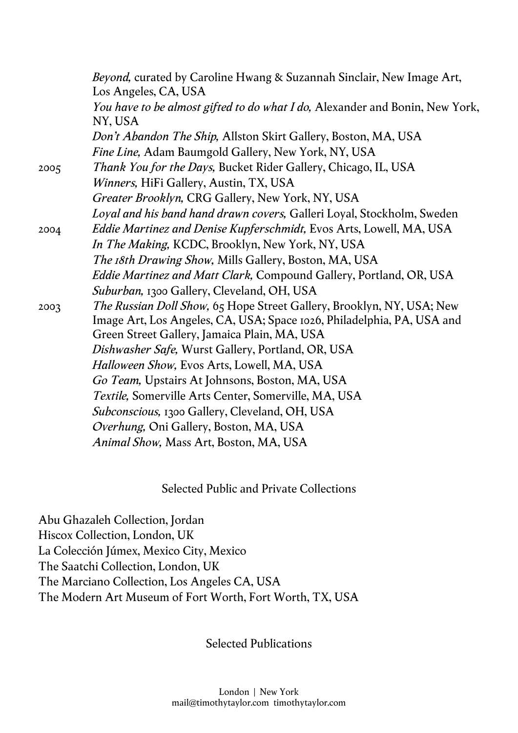*Beyond,* curated by Caroline Hwang & Suzannah Sinclair, New Image Art, Los Angeles, CA, USA
*You have to be almost gifted to do what I do,* Alexander and Bonin, New York, NY, USA
*Don't Abandon The Ship,* Allston Skirt Gallery, Boston, MA, USA
*Fine Line,* Adam Baumgold Gallery, New York, NY, USA

2005 *Thank You for the Days,* Bucket Rider Gallery, Chicago, IL, USA
*Winners,* HiFi Gallery, Austin, TX, USA
*Greater Brooklyn,* CRG Gallery, New York, NY, USA
*Loyal and his band hand drawn covers,* Galleri Loyal, Stockholm, Sweden

2004 *Eddie Martinez and Denise Kupferschmidt,* Evos Arts, Lowell, MA, USA
*In The Making,* KCDC, Brooklyn, New York, NY, USA
*The 18th Drawing Show,* Mills Gallery, Boston, MA, USA
*Eddie Martinez and Matt Clark,* Compound Gallery, Portland, OR, USA
*Suburban,* 1300 Gallery, Cleveland, OH, USA

2003 *The Russian Doll Show,* 65 Hope Street Gallery, Brooklyn, NY, USA; New Image Art, Los Angeles, CA, USA; Space 1026, Philadelphia, PA, USA and Green Street Gallery, Jamaica Plain, MA, USA
*Dishwasher Safe,* Wurst Gallery, Portland, OR, USA
*Halloween Show,* Evos Arts, Lowell, MA, USA
*Go Team,* Upstairs At Johnsons, Boston, MA, USA
*Textile,* Somerville Arts Center, Somerville, MA, USA
*Subconscious,* 1300 Gallery, Cleveland, OH, USA
*Overhung,* Oni Gallery, Boston, MA, USA
*Animal Show,* Mass Art, Boston, MA, USA

## Selected Public and Private Collections

Abu Ghazaleh Collection, Jordan
Hiscox Collection, London, UK
La Colección Júmex, Mexico City, Mexico
The Saatchi Collection, London, UK
The Marciano Collection, Los Angeles CA, USA
The Modern Art Museum of Fort Worth, Fort Worth, TX, USA

## Selected Publications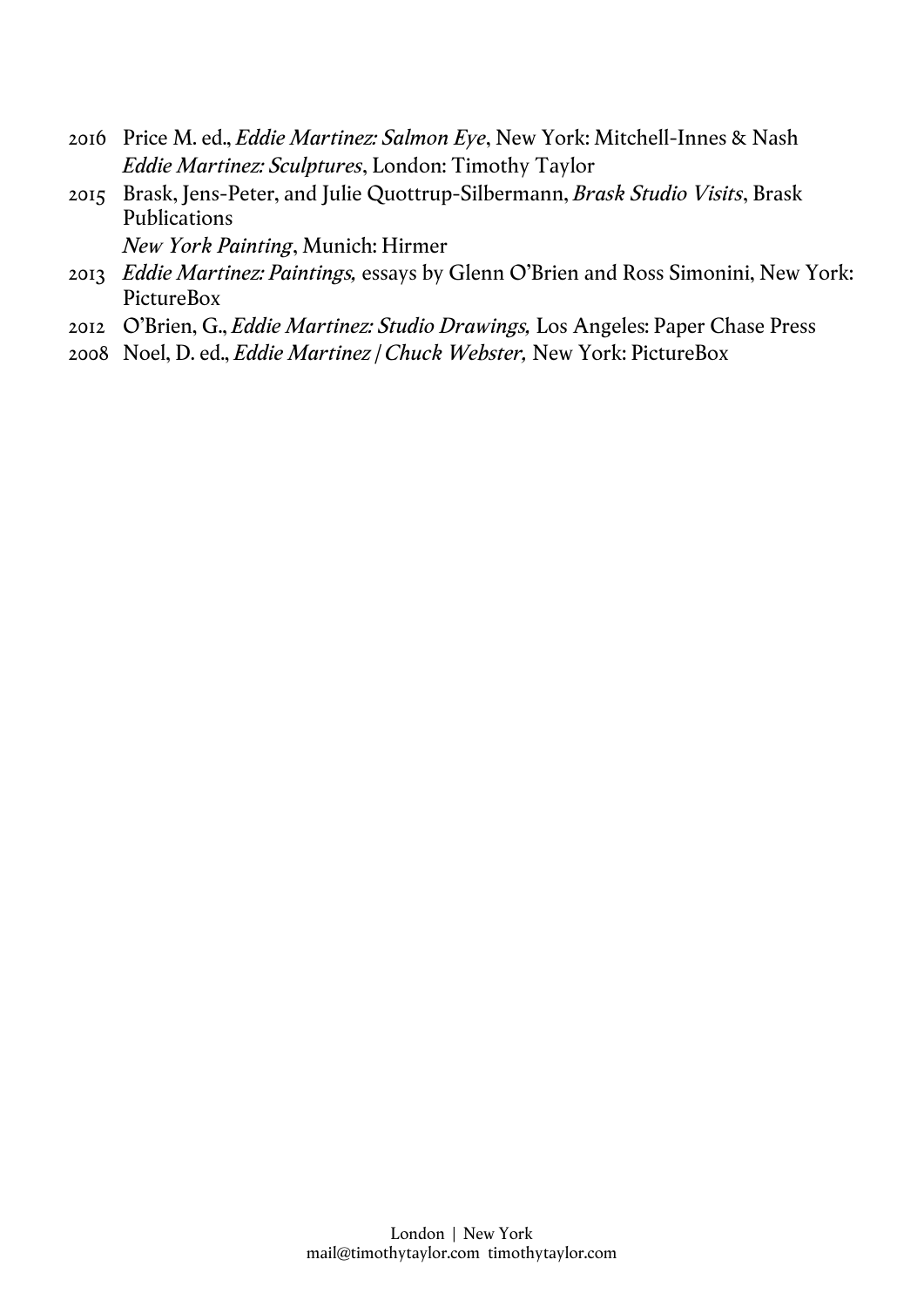2016 Price M. ed., *Eddie Martinez: Salmon Eye*, New York: Mitchell-Innes & Nash
*Eddie Martinez: Sculptures*, London: Timothy Taylor

2015 Brask, Jens-Peter, and Julie Quottrup-Silbermann, *Brask Studio Visits*, Brask Publications
*New York Painting*, Munich: Hirmer

2013 *Eddie Martinez: Paintings,* essays by Glenn O'Brien and Ross Simonini, New York: PictureBox

2012 O'Brien, G., *Eddie Martinez: Studio Drawings,* Los Angeles: Paper Chase Press

2008 Noel, D. ed., *Eddie Martinez / Chuck Webster,* New York: PictureBox

London | New York
mail@timothytaylor.com timothytaylor.com